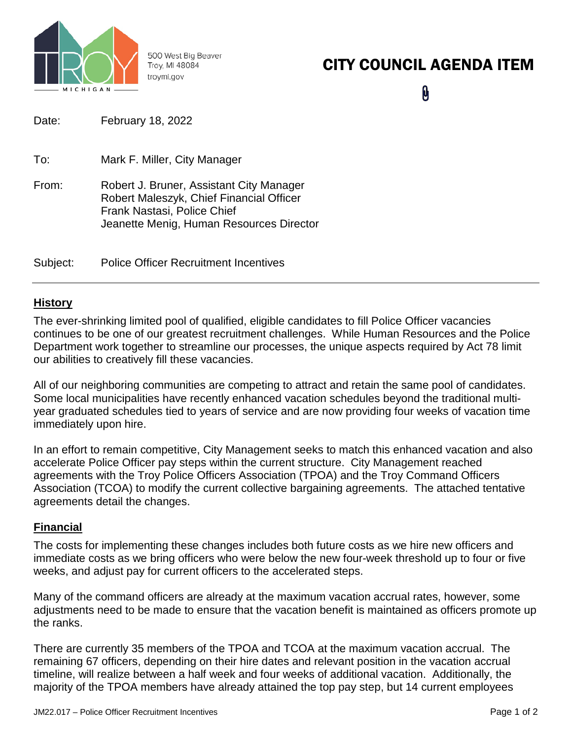500 West Big Beaver
Troy, MI 48084
troymi.gov

# CITY COUNCIL AGENDA ITEM

Date: February 18, 2022

To: Mark F. Miller, City Manager

From: Robert J. Bruner, Assistant City Manager
Robert Maleszyk, Chief Financial Officer
Frank Nastasi, Police Chief
Jeanette Menig, Human Resources Director

Subject: Police Officer Recruitment Incentives

---

## History

The ever-shrinking limited pool of qualified, eligible candidates to fill Police Officer vacancies continues to be one of our greatest recruitment challenges. While Human Resources and the Police Department work together to streamline our processes, the unique aspects required by Act 78 limit our abilities to creatively fill these vacancies.

All of our neighboring communities are competing to attract and retain the same pool of candidates. Some local municipalities have recently enhanced vacation schedules beyond the traditional multi-year graduated schedules tied to years of service and are now providing four weeks of vacation time immediately upon hire.

In an effort to remain competitive, City Management seeks to match this enhanced vacation and also accelerate Police Officer pay steps within the current structure. City Management reached agreements with the Troy Police Officers Association (TPOA) and the Troy Command Officers Association (TCOA) to modify the current collective bargaining agreements. The attached tentative agreements detail the changes.

## Financial

The costs for implementing these changes includes both future costs as we hire new officers and immediate costs as we bring officers who were below the new four-week threshold up to four or five weeks, and adjust pay for current officers to the accelerated steps.

Many of the command officers are already at the maximum vacation accrual rates, however, some adjustments need to be made to ensure that the vacation benefit is maintained as officers promote up the ranks.

There are currently 35 members of the TPOA and TCOA at the maximum vacation accrual. The remaining 67 officers, depending on their hire dates and relevant position in the vacation accrual timeline, will realize between a half week and four weeks of additional vacation. Additionally, the majority of the TPOA members have already attained the top pay step, but 14 current employees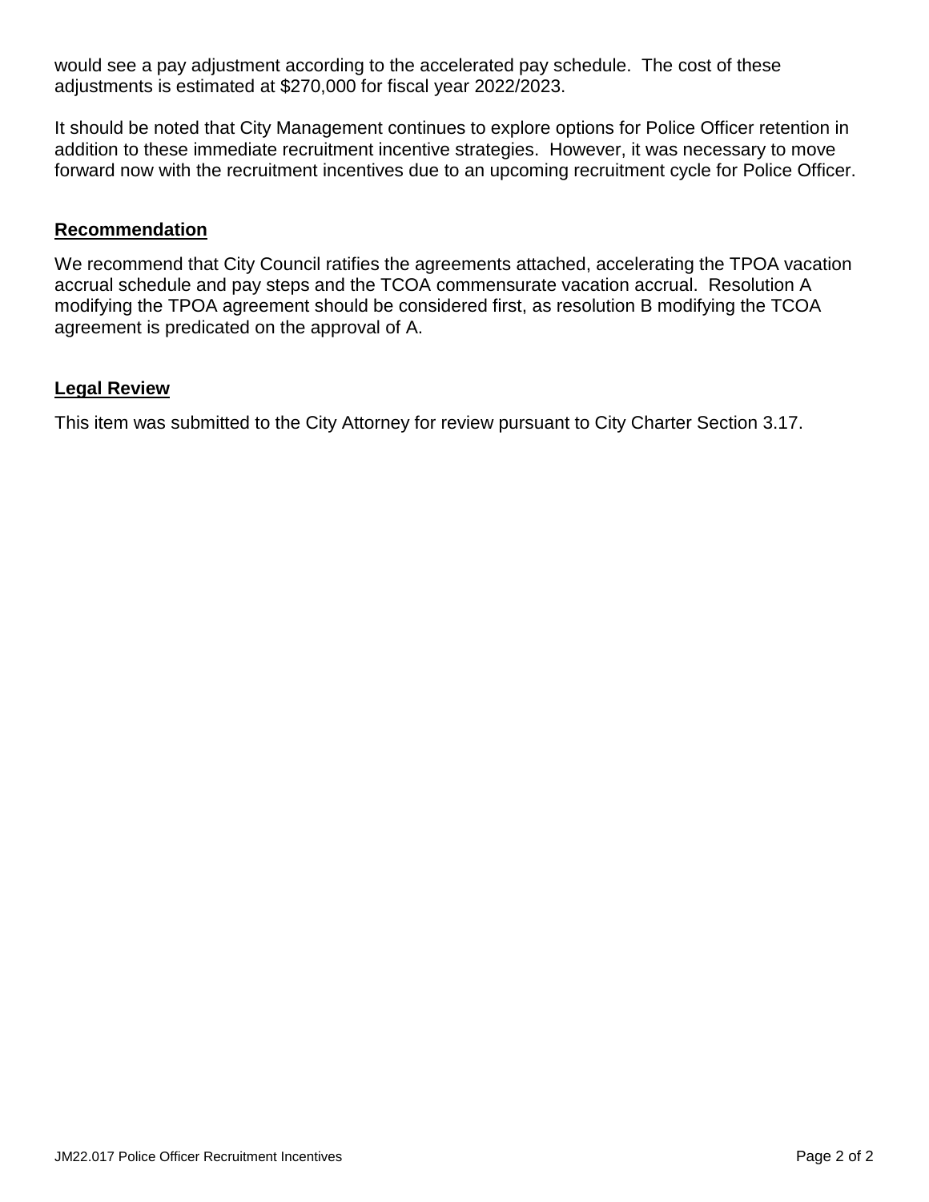would see a pay adjustment according to the accelerated pay schedule. The cost of these adjustments is estimated at $270,000 for fiscal year 2022/2023.

It should be noted that City Management continues to explore options for Police Officer retention in addition to these immediate recruitment incentive strategies. However, it was necessary to move forward now with the recruitment incentives due to an upcoming recruitment cycle for Police Officer.

## Recommendation

We recommend that City Council ratifies the agreements attached, accelerating the TPOA vacation accrual schedule and pay steps and the TCOA commensurate vacation accrual. Resolution A modifying the TPOA agreement should be considered first, as resolution B modifying the TCOA agreement is predicated on the approval of A.

## Legal Review

This item was submitted to the City Attorney for review pursuant to City Charter Section 3.17.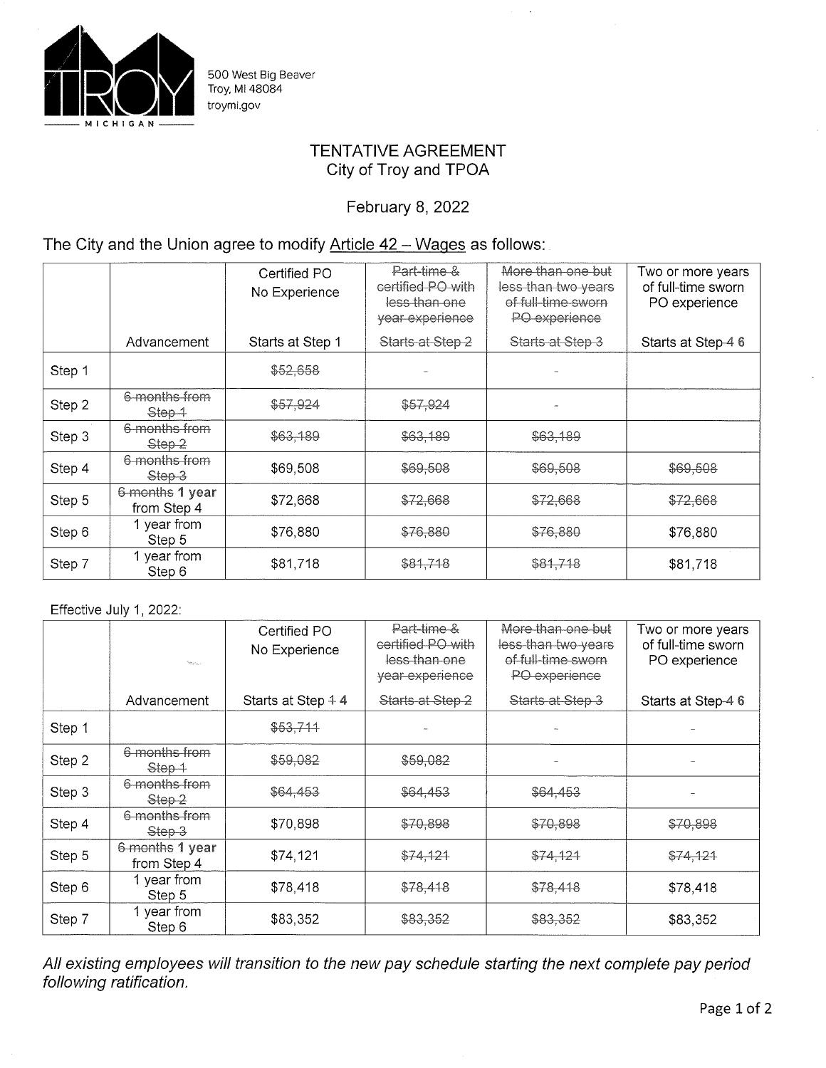500 West Big Beaver
Troy, MI 48084
troymi.gov

# TENTATIVE AGREEMENT
## City of Troy and TPOA

February 8, 2022

The City and the Union agree to modify Article 42 – Wages as follows:

| | Advancement | Certified PO No Experience<br>Starts at Step 1 | ~~Part-time & certified PO with less than one year experience~~<br>~~Starts at Step 2~~ | ~~More than one but less than two years of full-time sworn PO experience~~<br>~~Starts at Step 3~~ | Two or more years of full-time sworn PO experience<br>Starts at Step ~~4~~ **6** |
|---|---|---|---|---|---|
| Step 1 | | ~~$52,658~~ | - | - | |
| Step 2 | ~~6 months from Step 1~~ | ~~$57,924~~ | ~~$57,924~~ | - | |
| Step 3 | ~~6 months from Step 2~~ | ~~$63,189~~ | ~~$63,189~~ | ~~$63,189~~ | |
| Step 4 | ~~6 months from Step 3~~ | $69,508 | ~~$69,508~~ | ~~$69,508~~ | ~~$69,508~~ |
| Step 5 | ~~6 months~~ **1 year** from Step 4 | $72,668 | ~~$72,668~~ | ~~$72,668~~ | ~~$72,668~~ |
| Step 6 | 1 year from Step 5 | $76,880 | ~~$76,880~~ | ~~$76,880~~ | $76,880 |
| Step 7 | 1 year from Step 6 | $81,718 | ~~$81,718~~ | ~~$81,718~~ | $81,718 |

Effective July 1, 2022:

| | Advancement | Certified PO No Experience<br>Starts at Step ~~1~~ **4** | ~~Part-time & certified PO with less than one year experience~~<br>~~Starts at Step 2~~ | ~~More than one but less than two years of full-time sworn PO experience~~<br>~~Starts at Step 3~~ | Two or more years of full-time sworn PO experience<br>Starts at Step ~~4~~ **6** |
|---|---|---|---|---|---|
| Step 1 | | ~~$53,711~~ | - | - | - |
| Step 2 | ~~6 months from Step 1~~ | ~~$59,082~~ | ~~$59,082~~ | - | - |
| Step 3 | ~~6 months from Step 2~~ | ~~$64,453~~ | ~~$64,453~~ | ~~$64,453~~ | - |
| Step 4 | ~~6 months from Step 3~~ | $70,898 | ~~$70,898~~ | ~~$70,898~~ | ~~$70,898~~ |
| Step 5 | ~~6 months~~ **1 year** from Step 4 | $74,121 | ~~$74,121~~ | ~~$74,121~~ | ~~$74,121~~ |
| Step 6 | 1 year from Step 5 | $78,418 | ~~$78,418~~ | ~~$78,418~~ | $78,418 |
| Step 7 | 1 year from Step 6 | $83,352 | ~~$83,352~~ | ~~$83,352~~ | $83,352 |

*All existing employees will transition to the new pay schedule starting the next complete pay period following ratification.*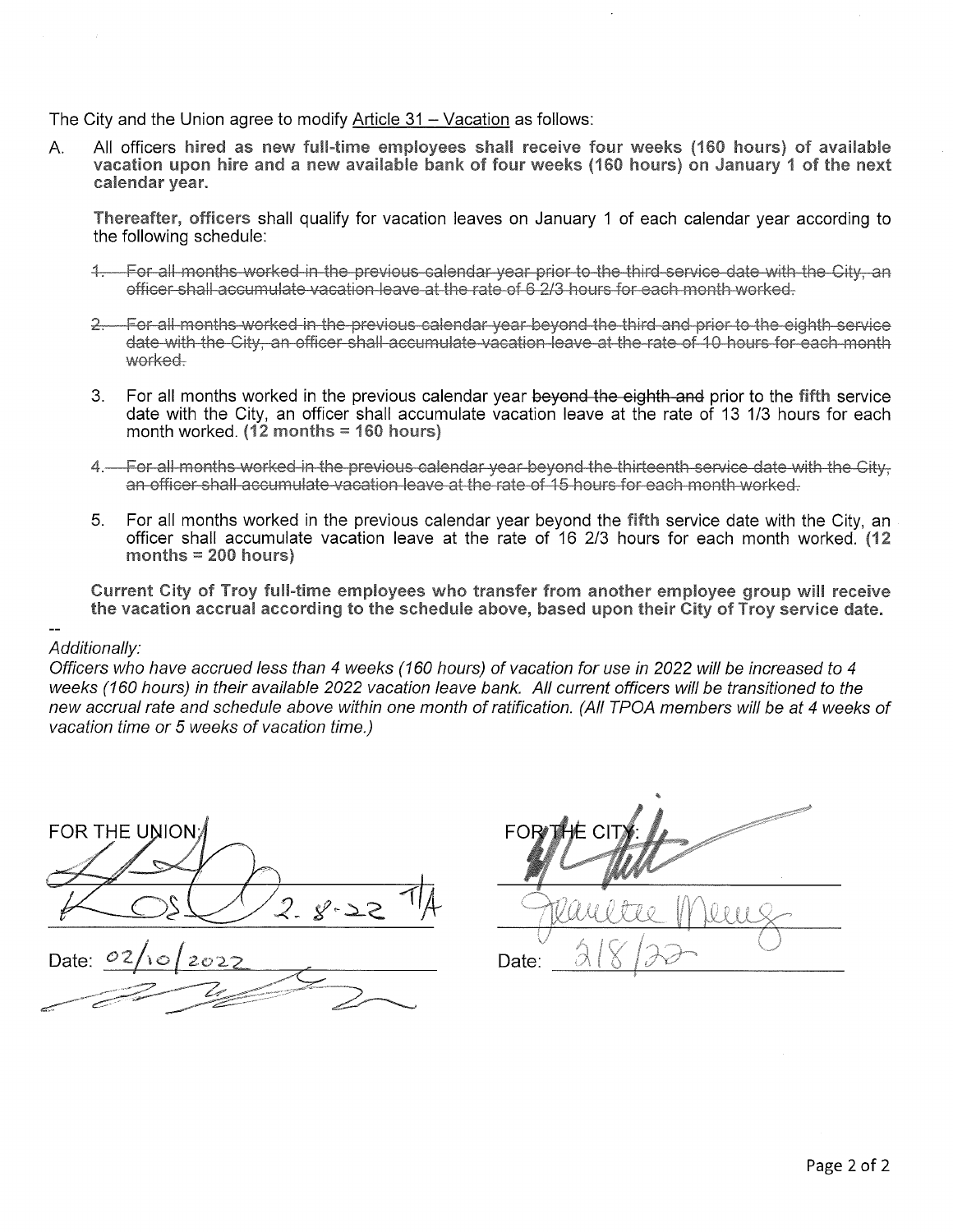The City and the Union agree to modify Article 31 – Vacation as follows:

A. All officers **hired as new full-time employees shall receive four weeks (160 hours) of available vacation upon hire and a new available bank of four weeks (160 hours) on January 1 of the next calendar year.**

   **Thereafter, officers** shall qualify for vacation leaves on January 1 of each calendar year according to the following schedule:

   1. ~~For all months worked in the previous calendar year prior to the third service date with the City, an officer shall accumulate vacation leave at the rate of 6 2/3 hours for each month worked.~~

   2. ~~For all months worked in the previous calendar year beyond the third and prior to the eighth service date with the City, an officer shall accumulate vacation leave at the rate of 10 hours for each month worked.~~

   3. For all months worked in the previous calendar year ~~beyond the eighth and~~ prior to the **fifth** service date with the City, an officer shall accumulate vacation leave at the rate of 13 1/3 hours for each month worked. **(12 months = 160 hours)**

   4. ~~For all months worked in the previous calendar year beyond the thirteenth service date with the City, an officer shall accumulate vacation leave at the rate of 15 hours for each month worked.~~

   5. For all months worked in the previous calendar year beyond the **fifth** service date with the City, an officer shall accumulate vacation leave at the rate of 16 2/3 hours for each month worked. **(12 months = 200 hours)**

   **Current City of Troy full-time employees who transfer from another employee group will receive the vacation accrual according to the schedule above, based upon their City of Troy service date.**

--

*Additionally:*

*Officers who have accrued less than 4 weeks (160 hours) of vacation for use in 2022 will be increased to 4 weeks (160 hours) in their available 2022 vacation leave bank. All current officers will be transitioned to the new accrual rate and schedule above within one month of ratification. (All TPOA members will be at 4 weeks of vacation time or 5 weeks of vacation time.)*

FOR THE UNION: 2-8-22 T/A

Date: 02/10/2022

FOR THE CITY:

Date: 2/8/22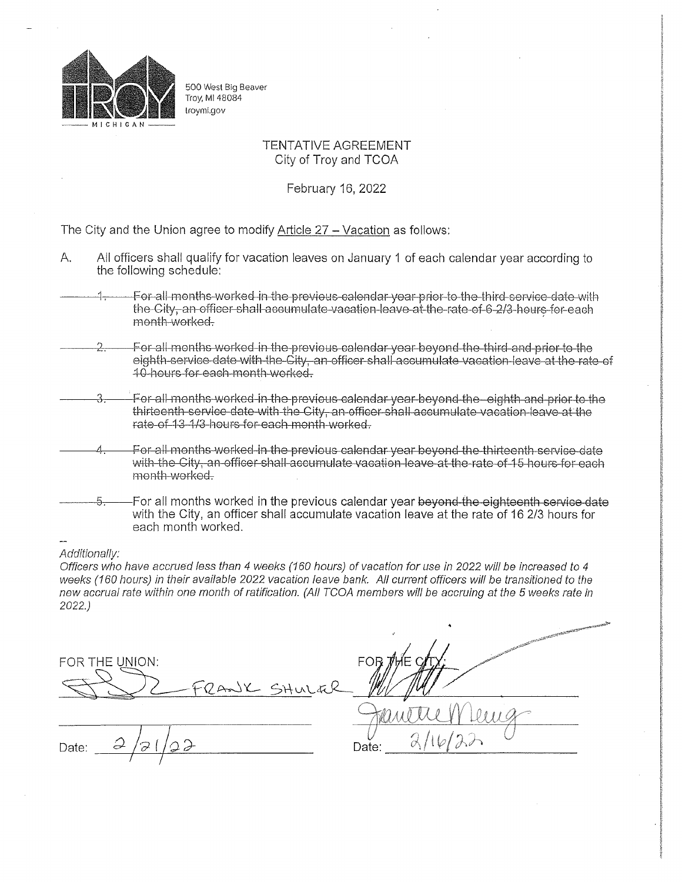500 West Big Beaver
Troy, MI 48084
troymi.gov

TENTATIVE AGREEMENT
City of Troy and TCOA

February 16, 2022

The City and the Union agree to modify Article 27 – Vacation as follows:

A. All officers shall qualify for vacation leaves on January 1 of each calendar year according to the following schedule:

~~1. For all months worked in the previous calendar year prior to the third service date with the City, an officer shall accumulate vacation leave at the rate of 6 2/3 hours for each month worked.~~

~~2. For all months worked in the previous calendar year beyond the third and prior to the eighth service date with the City, an officer shall accumulate vacation leave at the rate of 10 hours for each month worked.~~

~~3. For all months worked in the previous calendar year beyond the eighth and prior to the thirteenth service date with the City, an officer shall accumulate vacation leave at the rate of 13 1/3 hours for each month worked.~~

~~4. For all months worked in the previous calendar year beyond the thirteenth service date with the City, an officer shall accumulate vacation leave at the rate of 15 hours for each month worked.~~

~~5.~~ For all months worked in the previous calendar year ~~beyond the eighteenth service date~~ with the City, an officer shall accumulate vacation leave at the rate of 16 2/3 hours for each month worked.

--

*Additionally:*

*Officers who have accrued less than 4 weeks (160 hours) of vacation for use in 2022 will be increased to 4 weeks (160 hours) in their available 2022 vacation leave bank. All current officers will be transitioned to the new accrual rate within one month of ratification. (All TCOA members will be accruing at the 5 weeks rate in 2022.)*

| | |
|---|---|
| FOR THE UNION: | FOR THE CITY: |
| FRANK SHULER | |
| Date: 2/21/22 | Date: 2/16/22 |